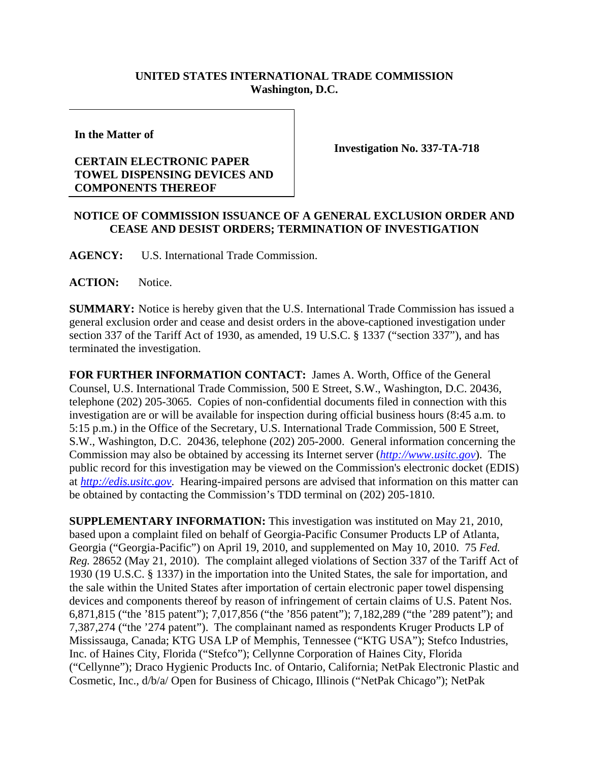**UNITED STATES INTERNATIONAL TRADE COMMISSION**
**Washington, D.C.**

| In the Matter of<br><br>**CERTAIN ELECTRONIC PAPER TOWEL DISPENSING DEVICES AND COMPONENTS THEREOF** | **Investigation No. 337-TA-718** |
|---|---|

**NOTICE OF COMMISSION ISSUANCE OF A GENERAL EXCLUSION ORDER AND CEASE AND DESIST ORDERS; TERMINATION OF INVESTIGATION**

**AGENCY:** U.S. International Trade Commission.

**ACTION:** Notice.

**SUMMARY:** Notice is hereby given that the U.S. International Trade Commission has issued a general exclusion order and cease and desist orders in the above-captioned investigation under section 337 of the Tariff Act of 1930, as amended, 19 U.S.C. § 1337 ("section 337"), and has terminated the investigation.

**FOR FURTHER INFORMATION CONTACT:** James A. Worth, Office of the General Counsel, U.S. International Trade Commission, 500 E Street, S.W., Washington, D.C. 20436, telephone (202) 205-3065. Copies of non-confidential documents filed in connection with this investigation are or will be available for inspection during official business hours (8:45 a.m. to 5:15 p.m.) in the Office of the Secretary, U.S. International Trade Commission, 500 E Street, S.W., Washington, D.C. 20436, telephone (202) 205-2000. General information concerning the Commission may also be obtained by accessing its Internet server (*http://www.usitc.gov*). The public record for this investigation may be viewed on the Commission's electronic docket (EDIS) at *http://edis.usitc.gov*. Hearing-impaired persons are advised that information on this matter can be obtained by contacting the Commission's TDD terminal on (202) 205-1810.

**SUPPLEMENTARY INFORMATION:** This investigation was instituted on May 21, 2010, based upon a complaint filed on behalf of Georgia-Pacific Consumer Products LP of Atlanta, Georgia ("Georgia-Pacific") on April 19, 2010, and supplemented on May 10, 2010. 75 *Fed. Reg.* 28652 (May 21, 2010). The complaint alleged violations of Section 337 of the Tariff Act of 1930 (19 U.S.C. § 1337) in the importation into the United States, the sale for importation, and the sale within the United States after importation of certain electronic paper towel dispensing devices and components thereof by reason of infringement of certain claims of U.S. Patent Nos. 6,871,815 ("the '815 patent"); 7,017,856 ("the '856 patent"); 7,182,289 ("the '289 patent"); and 7,387,274 ("the '274 patent"). The complainant named as respondents Kruger Products LP of Mississauga, Canada; KTG USA LP of Memphis, Tennessee ("KTG USA"); Stefco Industries, Inc. of Haines City, Florida ("Stefco"); Cellynne Corporation of Haines City, Florida ("Cellynne"); Draco Hygienic Products Inc. of Ontario, California; NetPak Electronic Plastic and Cosmetic, Inc., d/b/a/ Open for Business of Chicago, Illinois ("NetPak Chicago"); NetPak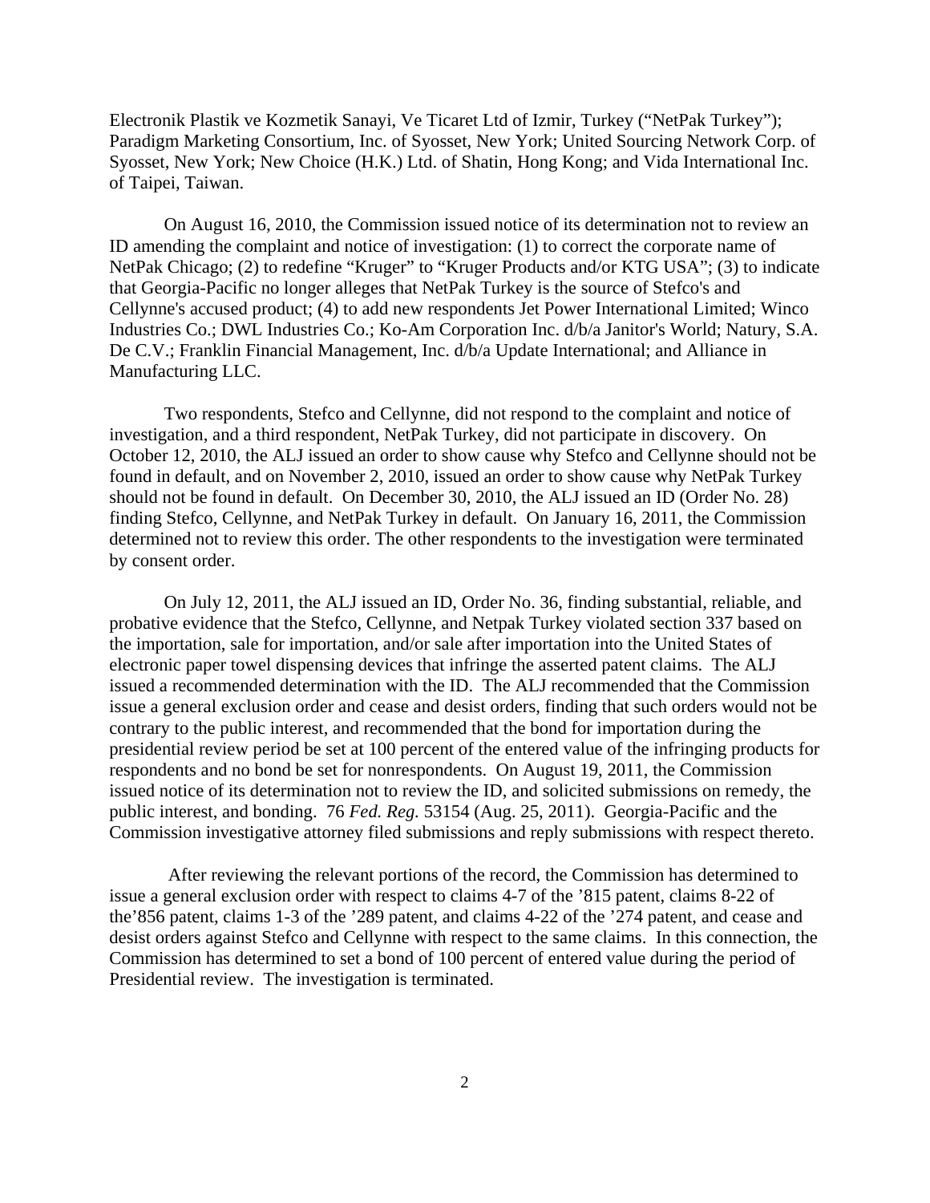Electronik Plastik ve Kozmetik Sanayi, Ve Ticaret Ltd of Izmir, Turkey ("NetPak Turkey"); Paradigm Marketing Consortium, Inc. of Syosset, New York; United Sourcing Network Corp. of Syosset, New York; New Choice (H.K.) Ltd. of Shatin, Hong Kong; and Vida International Inc. of Taipei, Taiwan.

On August 16, 2010, the Commission issued notice of its determination not to review an ID amending the complaint and notice of investigation: (1) to correct the corporate name of NetPak Chicago; (2) to redefine "Kruger" to "Kruger Products and/or KTG USA"; (3) to indicate that Georgia-Pacific no longer alleges that NetPak Turkey is the source of Stefco's and Cellynne's accused product; (4) to add new respondents Jet Power International Limited; Winco Industries Co.; DWL Industries Co.; Ko-Am Corporation Inc. d/b/a Janitor's World; Natury, S.A. De C.V.; Franklin Financial Management, Inc. d/b/a Update International; and Alliance in Manufacturing LLC.

Two respondents, Stefco and Cellynne, did not respond to the complaint and notice of investigation, and a third respondent, NetPak Turkey, did not participate in discovery. On October 12, 2010, the ALJ issued an order to show cause why Stefco and Cellynne should not be found in default, and on November 2, 2010, issued an order to show cause why NetPak Turkey should not be found in default. On December 30, 2010, the ALJ issued an ID (Order No. 28) finding Stefco, Cellynne, and NetPak Turkey in default. On January 16, 2011, the Commission determined not to review this order. The other respondents to the investigation were terminated by consent order.

On July 12, 2011, the ALJ issued an ID, Order No. 36, finding substantial, reliable, and probative evidence that the Stefco, Cellynne, and Netpak Turkey violated section 337 based on the importation, sale for importation, and/or sale after importation into the United States of electronic paper towel dispensing devices that infringe the asserted patent claims. The ALJ issued a recommended determination with the ID. The ALJ recommended that the Commission issue a general exclusion order and cease and desist orders, finding that such orders would not be contrary to the public interest, and recommended that the bond for importation during the presidential review period be set at 100 percent of the entered value of the infringing products for respondents and no bond be set for nonrespondents. On August 19, 2011, the Commission issued notice of its determination not to review the ID, and solicited submissions on remedy, the public interest, and bonding. 76 *Fed. Reg.* 53154 (Aug. 25, 2011). Georgia-Pacific and the Commission investigative attorney filed submissions and reply submissions with respect thereto.

After reviewing the relevant portions of the record, the Commission has determined to issue a general exclusion order with respect to claims 4-7 of the '815 patent, claims 8-22 of the'856 patent, claims 1-3 of the '289 patent, and claims 4-22 of the '274 patent, and cease and desist orders against Stefco and Cellynne with respect to the same claims. In this connection, the Commission has determined to set a bond of 100 percent of entered value during the period of Presidential review. The investigation is terminated.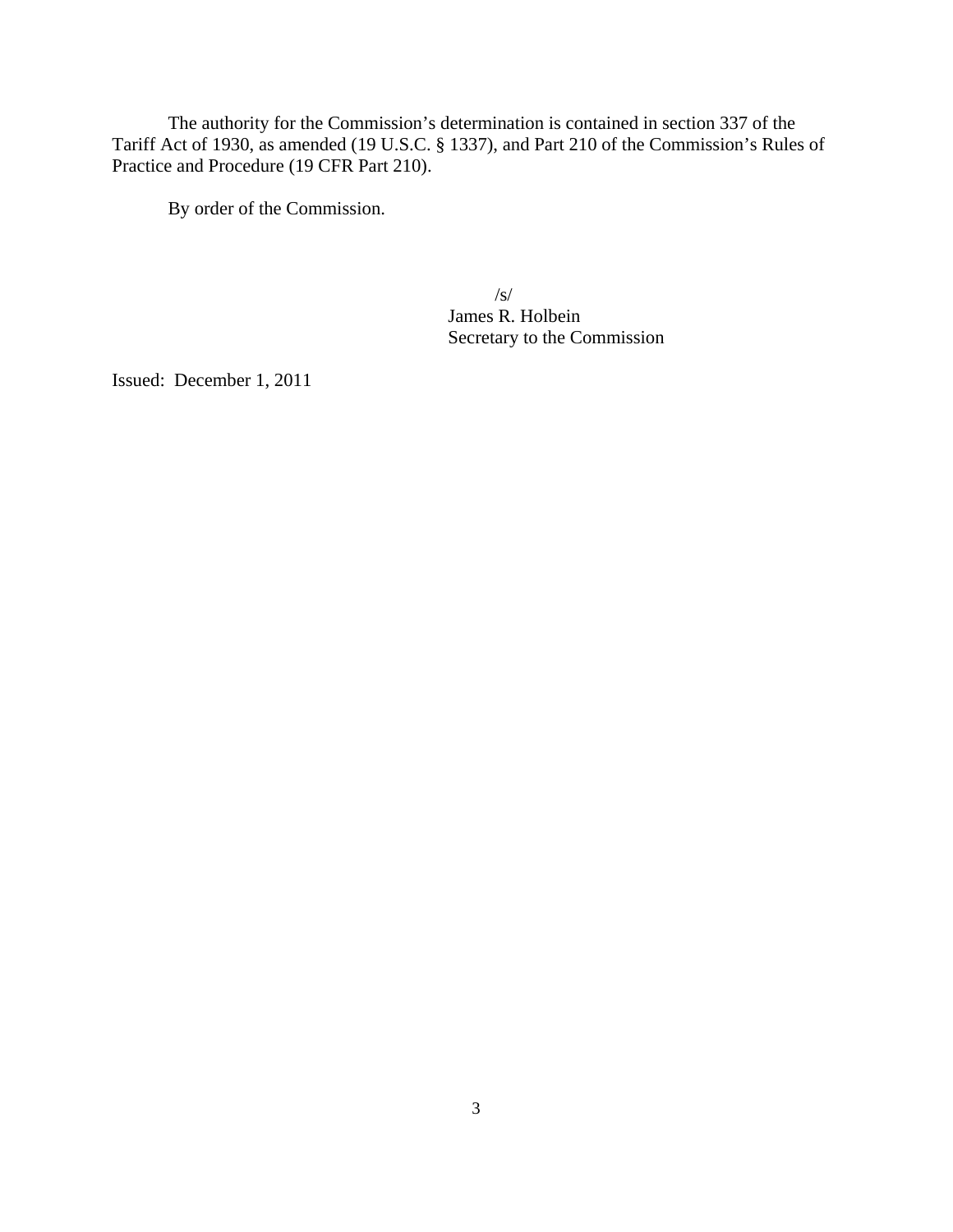The authority for the Commission's determination is contained in section 337 of the Tariff Act of 1930, as amended (19 U.S.C. § 1337), and Part 210 of the Commission's Rules of Practice and Procedure (19 CFR Part 210).

By order of the Commission.

/s/
James R. Holbein
Secretary to the Commission

Issued: December 1, 2011